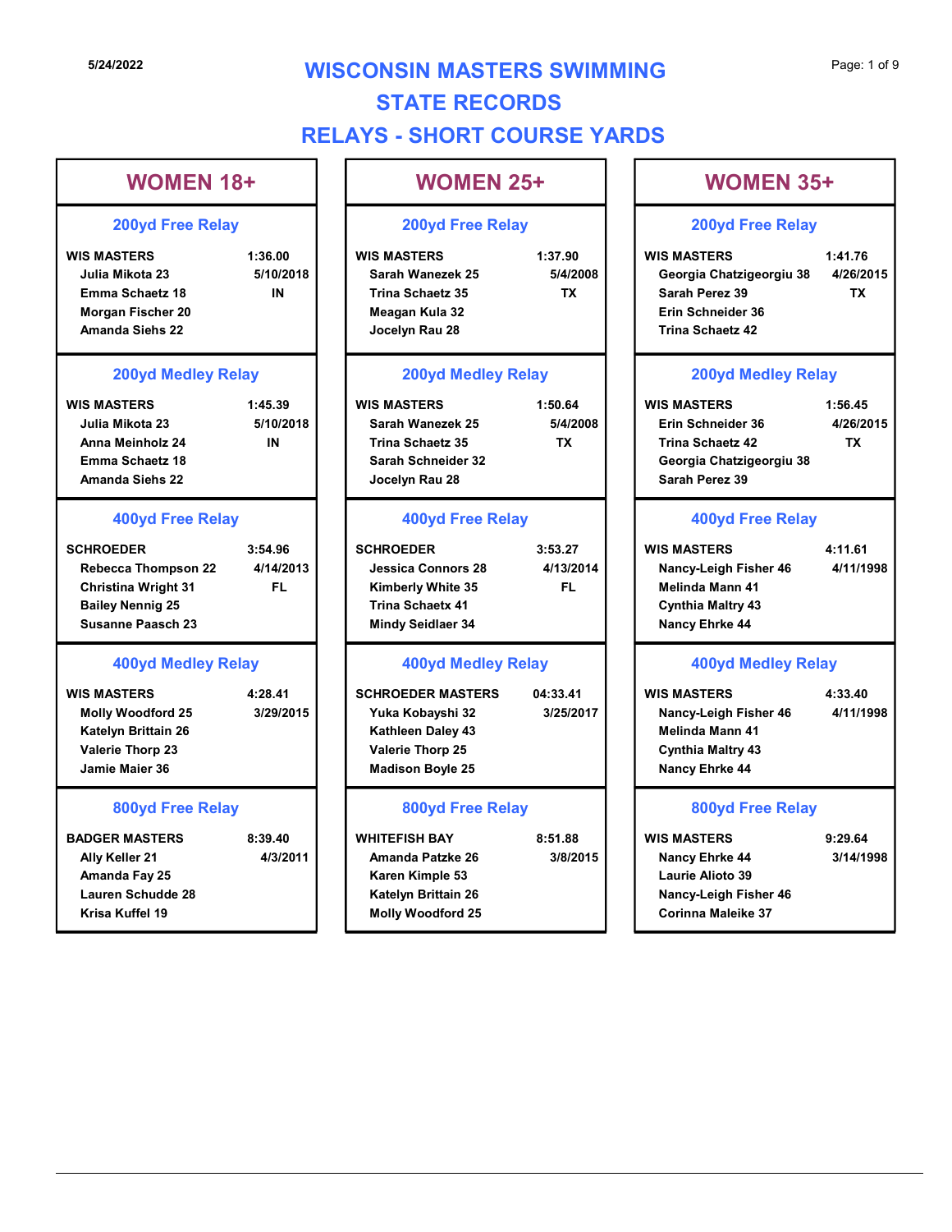5/24/2022

# WISCONSIN MASTERS SWIMMING
# STATE RECORDS
# RELAYS - SHORT COURSE YARDS

## WOMEN 18+

### 200yd Free Relay

**WIS MASTERS** 1:36.00
- Julia Mikota 23 — 5/10/2018
- Emma Schaetz 18 — IN
- Morgan Fischer 20
- Amanda Siehs 22

### 200yd Medley Relay

**WIS MASTERS** 1:45.39
- Julia Mikota 23 — 5/10/2018
- Anna Meinholz 24 — IN
- Emma Schaetz 18
- Amanda Siehs 22

### 400yd Free Relay

**SCHROEDER** 3:54.96
- Rebecca Thompson 22 — 4/14/2013
- Christina Wright 31 — FL
- Bailey Nennig 25
- Susanne Paasch 23

### 400yd Medley Relay

**WIS MASTERS** 4:28.41
- Molly Woodford 25 — 3/29/2015
- Katelyn Brittain 26
- Valerie Thorp 23
- Jamie Maier 36

### 800yd Free Relay

**BADGER MASTERS** 8:39.40
- Ally Keller 21 — 4/3/2011
- Amanda Fay 25
- Lauren Schudde 28
- Krisa Kuffel 19

## WOMEN 25+

### 200yd Free Relay

**WIS MASTERS** 1:37.90
- Sarah Wanezek 25 — 5/4/2008
- Trina Schaetz 35 — TX
- Meagan Kula 32
- Jocelyn Rau 28

### 200yd Medley Relay

**WIS MASTERS** 1:50.64
- Sarah Wanezek 25 — 5/4/2008
- Trina Schaetz 35 — TX
- Sarah Schneider 32
- Jocelyn Rau 28

### 400yd Free Relay

**SCHROEDER** 3:53.27
- Jessica Connors 28 — 4/13/2014
- Kimberly White 35 — FL
- Trina Schaetx 41
- Mindy Seidlaer 34

### 400yd Medley Relay

**SCHROEDER MASTERS** 04:33.41
- Yuka Kobayshi 32 — 3/25/2017
- Kathleen Daley 43
- Valerie Thorp 25
- Madison Boyle 25

### 800yd Free Relay

**WHITEFISH BAY** 8:51.88
- Amanda Patzke 26 — 3/8/2015
- Karen Kimple 53
- Katelyn Brittain 26
- Molly Woodford 25

## WOMEN 35+

### 200yd Free Relay

**WIS MASTERS** 1:41.76
- Georgia Chatzigeorgiu 38 — 4/26/2015
- Sarah Perez 39 — TX
- Erin Schneider 36
- Trina Schaetz 42

### 200yd Medley Relay

**WIS MASTERS** 1:56.45
- Erin Schneider 36 — 4/26/2015
- Trina Schaetz 42 — TX
- Georgia Chatzigeorgiu 38
- Sarah Perez 39

### 400yd Free Relay

**WIS MASTERS** 4:11.61
- Nancy-Leigh Fisher 46 — 4/11/1998
- Melinda Mann 41
- Cynthia Maltry 43
- Nancy Ehrke 44

### 400yd Medley Relay

**WIS MASTERS** 4:33.40
- Nancy-Leigh Fisher 46 — 4/11/1998
- Melinda Mann 41
- Cynthia Maltry 43
- Nancy Ehrke 44

### 800yd Free Relay

**WIS MASTERS** 9:29.64
- Nancy Ehrke 44 — 3/14/1998
- Laurie Alioto 39
- Nancy-Leigh Fisher 46
- Corinna Maleike 37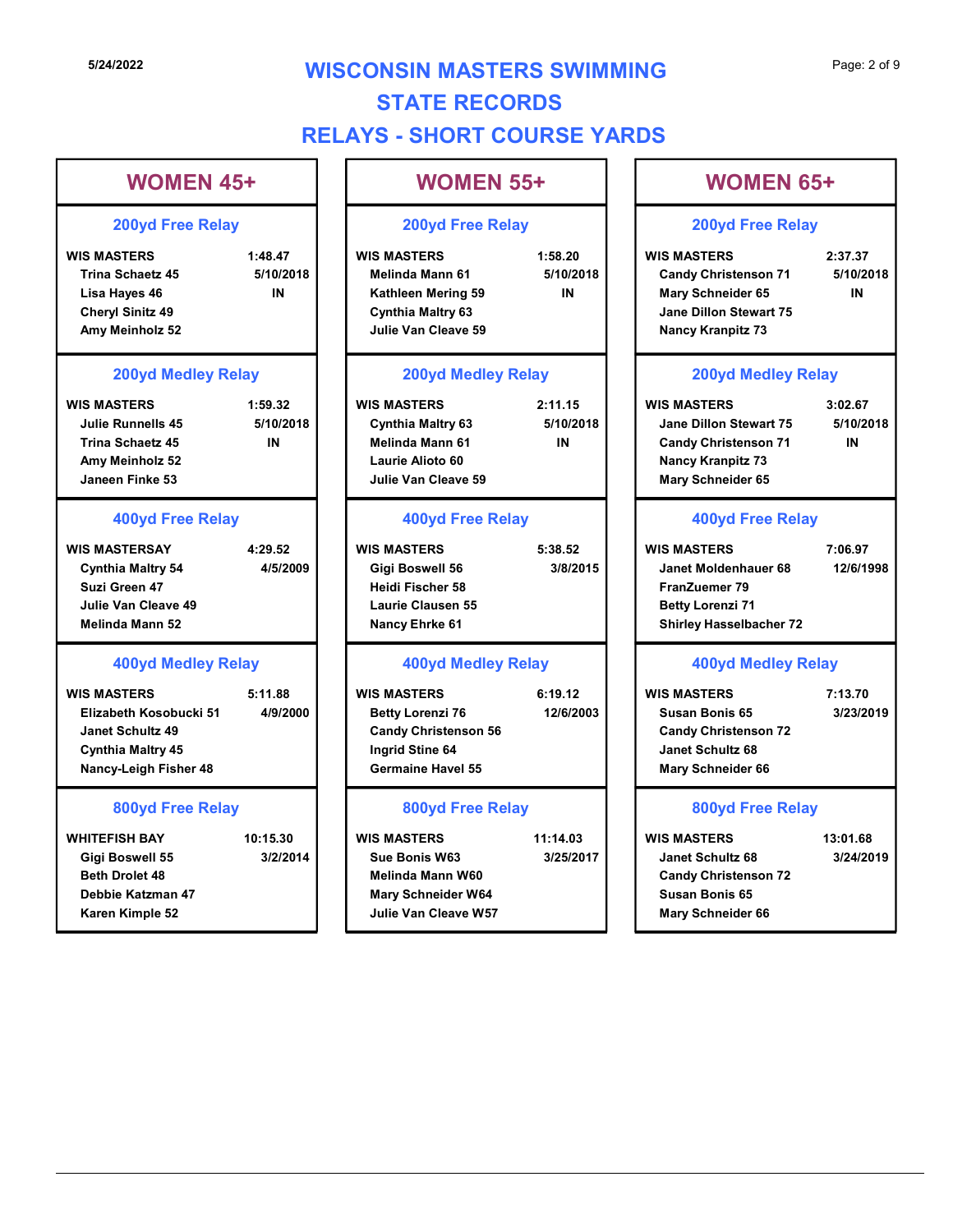# WISCONSIN MASTERS SWIMMING
## STATE RECORDS
## RELAYS - SHORT COURSE YARDS

### WOMEN 45+

#### 200yd Free Relay

| WIS MASTERS | 1:48.47 |
|---|---|
| Trina Schaetz 45 | 5/10/2018 |
| Lisa Hayes 46 | IN |
| Cheryl Sinitz 49 | |
| Amy Meinholz 52 | |

#### 200yd Medley Relay

| WIS MASTERS | 1:59.32 |
|---|---|
| Julie Runnells 45 | 5/10/2018 |
| Trina Schaetz 45 | IN |
| Amy Meinholz 52 | |
| Janeen Finke 53 | |

#### 400yd Free Relay

| WIS MASTERSAY | 4:29.52 |
|---|---|
| Cynthia Maltry 54 | 4/5/2009 |
| Suzi Green 47 | |
| Julie Van Cleave 49 | |
| Melinda Mann 52 | |

#### 400yd Medley Relay

| WIS MASTERS | 5:11.88 |
|---|---|
| Elizabeth Kosobucki 51 | 4/9/2000 |
| Janet Schultz 49 | |
| Cynthia Maltry 45 | |
| Nancy-Leigh Fisher 48 | |

#### 800yd Free Relay

| WHITEFISH BAY | 10:15.30 |
|---|---|
| Gigi Boswell 55 | 3/2/2014 |
| Beth Drolet 48 | |
| Debbie Katzman 47 | |
| Karen Kimple 52 | |

### WOMEN 55+

#### 200yd Free Relay

| WIS MASTERS | 1:58.20 |
|---|---|
| Melinda Mann 61 | 5/10/2018 |
| Kathleen Mering 59 | IN |
| Cynthia Maltry 63 | |
| Julie Van Cleave 59 | |

#### 200yd Medley Relay

| WIS MASTERS | 2:11.15 |
|---|---|
| Cynthia Maltry 63 | 5/10/2018 |
| Melinda Mann 61 | IN |
| Laurie Alioto 60 | |
| Julie Van Cleave 59 | |

#### 400yd Free Relay

| WIS MASTERS | 5:38.52 |
|---|---|
| Gigi Boswell 56 | 3/8/2015 |
| Heidi Fischer 58 | |
| Laurie Clausen 55 | |
| Nancy Ehrke 61 | |

#### 400yd Medley Relay

| WIS MASTERS | 6:19.12 |
|---|---|
| Betty Lorenzi 76 | 12/6/2003 |
| Candy Christenson 56 | |
| Ingrid Stine 64 | |
| Germaine Havel 55 | |

#### 800yd Free Relay

| WIS MASTERS | 11:14.03 |
|---|---|
| Sue Bonis W63 | 3/25/2017 |
| Melinda Mann W60 | |
| Mary Schneider W64 | |
| Julie Van Cleave W57 | |

### WOMEN 65+

#### 200yd Free Relay

| WIS MASTERS | 2:37.37 |
|---|---|
| Candy Christenson 71 | 5/10/2018 |
| Mary Schneider 65 | IN |
| Jane Dillon Stewart 75 | |
| Nancy Kranpitz 73 | |

#### 200yd Medley Relay

| WIS MASTERS | 3:02.67 |
|---|---|
| Jane Dillon Stewart 75 | 5/10/2018 |
| Candy Christenson 71 | IN |
| Nancy Kranpitz 73 | |
| Mary Schneider 65 | |

#### 400yd Free Relay

| WIS MASTERS | 7:06.97 |
|---|---|
| Janet Moldenhauer 68 | 12/6/1998 |
| FranZuemer 79 | |
| Betty Lorenzi 71 | |
| Shirley Hasselbacher 72 | |

#### 400yd Medley Relay

| WIS MASTERS | 7:13.70 |
|---|---|
| Susan Bonis 65 | 3/23/2019 |
| Candy Christenson 72 | |
| Janet Schultz 68 | |
| Mary Schneider 66 | |

#### 800yd Free Relay

| WIS MASTERS | 13:01.68 |
|---|---|
| Janet Schultz 68 | 3/24/2019 |
| Candy Christenson 72 | |
| Susan Bonis 65 | |
| Mary Schneider 66 | |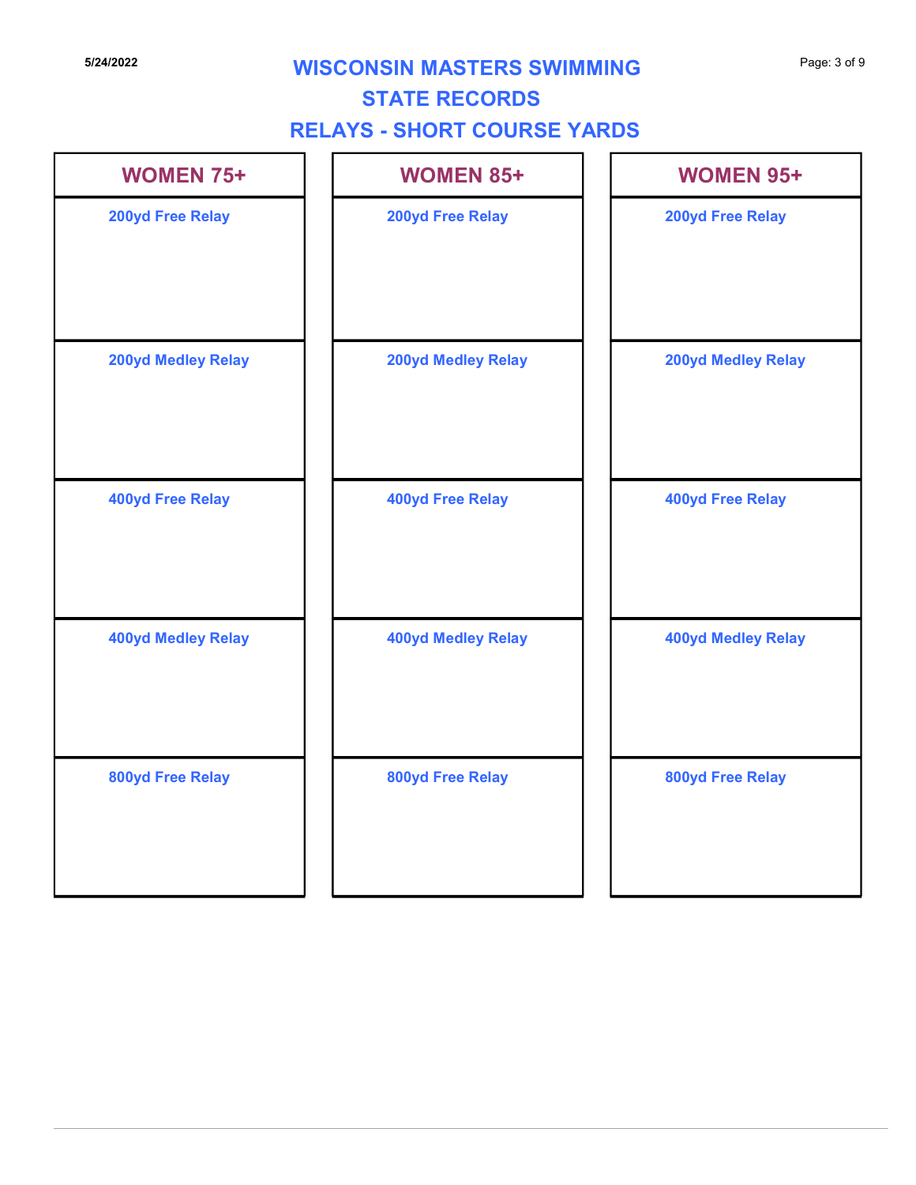# WISCONSIN MASTERS SWIMMING
## STATE RECORDS
## RELAYS - SHORT COURSE YARDS

| WOMEN 75+ | WOMEN 85+ | WOMEN 95+ |
|---|---|---|
| 200yd Free Relay | 200yd Free Relay | 200yd Free Relay |
| 200yd Medley Relay | 200yd Medley Relay | 200yd Medley Relay |
| 400yd Free Relay | 400yd Free Relay | 400yd Free Relay |
| 400yd Medley Relay | 400yd Medley Relay | 400yd Medley Relay |
| 800yd Free Relay | 800yd Free Relay | 800yd Free Relay |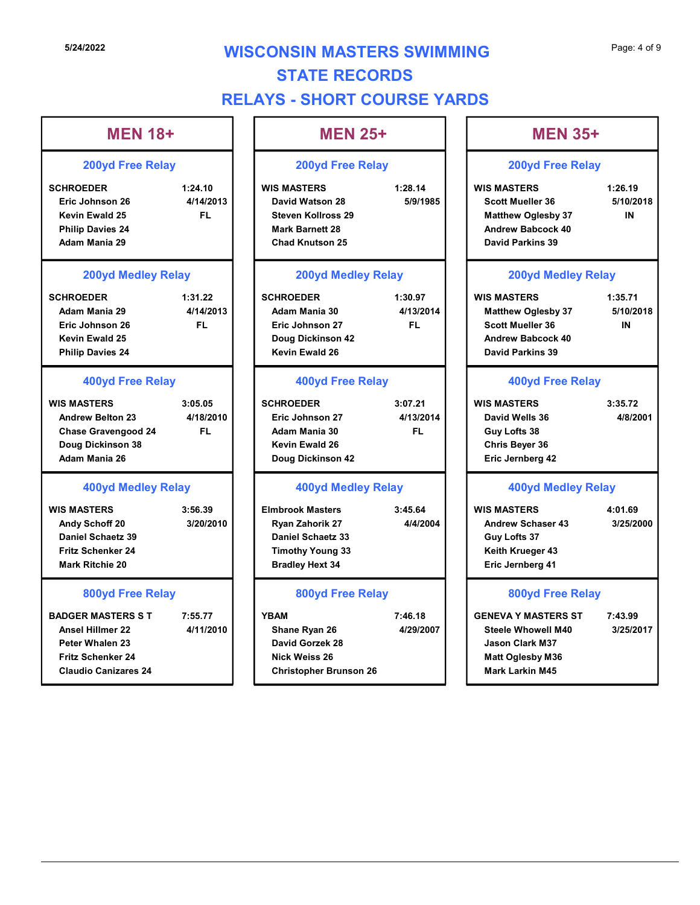5/24/2022

# WISCONSIN MASTERS SWIMMING
# STATE RECORDS
# RELAYS - SHORT COURSE YARDS

## MEN 18+

### 200yd Free Relay

| SCHROEDER | 1:24.10 |
|---|---|
| Eric Johnson 26 | 4/14/2013 |
| Kevin Ewald 25 | FL |
| Philip Davies 24 | |
| Adam Mania 29 | |

### 200yd Medley Relay

| SCHROEDER | 1:31.22 |
|---|---|
| Adam Mania 29 | 4/14/2013 |
| Eric Johnson 26 | FL |
| Kevin Ewald 25 | |
| Philip Davies 24 | |

### 400yd Free Relay

| WIS MASTERS | 3:05.05 |
|---|---|
| Andrew Belton 23 | 4/18/2010 |
| Chase Gravengood 24 | FL |
| Doug Dickinson 38 | |
| Adam Mania 26 | |

### 400yd Medley Relay

| WIS MASTERS | 3:56.39 |
|---|---|
| Andy Schoff 20 | 3/20/2010 |
| Daniel Schaetz 39 | |
| Fritz Schenker 24 | |
| Mark Ritchie 20 | |

### 800yd Free Relay

| BADGER MASTERS S T | 7:55.77 |
|---|---|
| Ansel Hillmer 22 | 4/11/2010 |
| Peter Whalen 23 | |
| Fritz Schenker 24 | |
| Claudio Canizares 24 | |

## MEN 25+

### 200yd Free Relay

| WIS MASTERS | 1:28.14 |
|---|---|
| David Watson 28 | 5/9/1985 |
| Steven Kollross 29 | |
| Mark Barnett 28 | |
| Chad Knutson 25 | |

### 200yd Medley Relay

| SCHROEDER | 1:30.97 |
|---|---|
| Adam Mania 30 | 4/13/2014 |
| Eric Johnson 27 | FL |
| Doug Dickinson 42 | |
| Kevin Ewald 26 | |

### 400yd Free Relay

| SCHROEDER | 3:07.21 |
|---|---|
| Eric Johnson 27 | 4/13/2014 |
| Adam Mania 30 | FL |
| Kevin Ewald 26 | |
| Doug Dickinson 42 | |

### 400yd Medley Relay

| Elmbrook Masters | 3:45.64 |
|---|---|
| Ryan Zahorik 27 | 4/4/2004 |
| Daniel Schaetz 33 | |
| Timothy Young 33 | |
| Bradley Hext 34 | |

### 800yd Free Relay

| YBAM | 7:46.18 |
|---|---|
| Shane Ryan 26 | 4/29/2007 |
| David Gorzek 28 | |
| Nick Weiss 26 | |
| Christopher Brunson 26 | |

## MEN 35+

### 200yd Free Relay

| WIS MASTERS | 1:26.19 |
|---|---|
| Scott Mueller 36 | 5/10/2018 |
| Matthew Oglesby 37 | IN |
| Andrew Babcock 40 | |
| David Parkins 39 | |

### 200yd Medley Relay

| WIS MASTERS | 1:35.71 |
|---|---|
| Matthew Oglesby 37 | 5/10/2018 |
| Scott Mueller 36 | IN |
| Andrew Babcock 40 | |
| David Parkins 39 | |

### 400yd Free Relay

| WIS MASTERS | 3:35.72 |
|---|---|
| David Wells 36 | 4/8/2001 |
| Guy Lofts 38 | |
| Chris Beyer 36 | |
| Eric Jernberg 42 | |

### 400yd Medley Relay

| WIS MASTERS | 4:01.69 |
|---|---|
| Andrew Schaser 43 | 3/25/2000 |
| Guy Lofts 37 | |
| Keith Krueger 43 | |
| Eric Jernberg 41 | |

### 800yd Free Relay

| GENEVA Y MASTERS ST | 7:43.99 |
|---|---|
| Steele Whowell M40 | 3/25/2017 |
| Jason Clark M37 | |
| Matt Oglesby M36 | |
| Mark Larkin M45 | |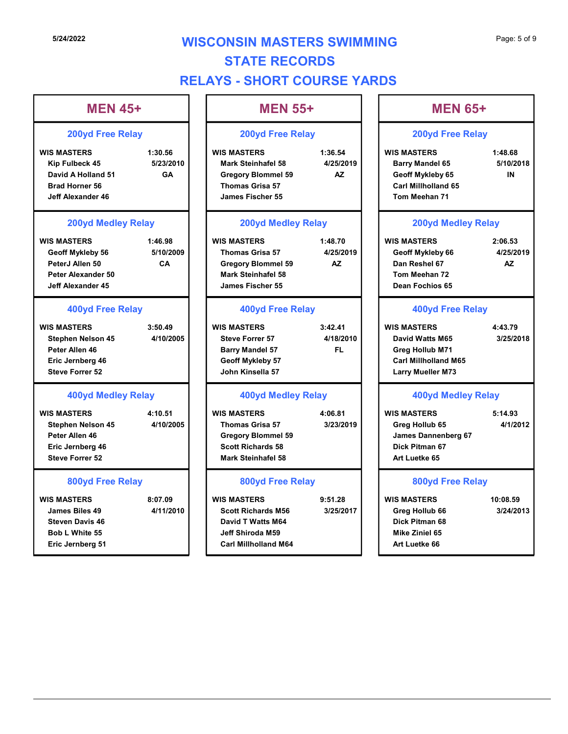# WISCONSIN MASTERS SWIMMING
## STATE RECORDS
## RELAYS - SHORT COURSE YARDS

## MEN 45+

### 200yd Free Relay

| WIS MASTERS | 1:30.56 |
|---|---|
| Kip Fulbeck 45 | 5/23/2010 |
| David A Holland 51 | GA |
| Brad Horner 56 | |
| Jeff Alexander 46 | |

### 200yd Medley Relay

| WIS MASTERS | 1:46.98 |
|---|---|
| Geoff Mykleby 56 | 5/10/2009 |
| PeterJ Allen 50 | CA |
| Peter Alexander 50 | |
| Jeff Alexander 45 | |

### 400yd Free Relay

| WIS MASTERS | 3:50.49 |
|---|---|
| Stephen Nelson 45 | 4/10/2005 |
| Peter Allen 46 | |
| Eric Jernberg 46 | |
| Steve Forrer 52 | |

### 400yd Medley Relay

| WIS MASTERS | 4:10.51 |
|---|---|
| Stephen Nelson 45 | 4/10/2005 |
| Peter Allen 46 | |
| Eric Jernberg 46 | |
| Steve Forrer 52 | |

### 800yd Free Relay

| WIS MASTERS | 8:07.09 |
|---|---|
| James Biles 49 | 4/11/2010 |
| Steven Davis 46 | |
| Bob L White 55 | |
| Eric Jernberg 51 | |

## MEN 55+

### 200yd Free Relay

| WIS MASTERS | 1:36.54 |
|---|---|
| Mark Steinhafel 58 | 4/25/2019 |
| Gregory Blommel 59 | AZ |
| Thomas Grisa 57 | |
| James Fischer 55 | |

### 200yd Medley Relay

| WIS MASTERS | 1:48.70 |
|---|---|
| Thomas Grisa 57 | 4/25/2019 |
| Gregory Blommel 59 | AZ |
| Mark Steinhafel 58 | |
| James Fischer 55 | |

### 400yd Free Relay

| WIS MASTERS | 3:42.41 |
|---|---|
| Steve Forrer 57 | 4/18/2010 |
| Barry Mandel 57 | FL |
| Geoff Mykleby 57 | |
| John Kinsella 57 | |

### 400yd Medley Relay

| WIS MASTERS | 4:06.81 |
|---|---|
| Thomas Grisa 57 | 3/23/2019 |
| Gregory Blommel 59 | |
| Scott Richards 58 | |
| Mark Steinhafel 58 | |

### 800yd Free Relay

| WIS MASTERS | 9:51.28 |
|---|---|
| Scott Richards M56 | 3/25/2017 |
| David T Watts M64 | |
| Jeff Shiroda M59 | |
| Carl Millholland M64 | |

## MEN 65+

### 200yd Free Relay

| WIS MASTERS | 1:48.68 |
|---|---|
| Barry Mandel 65 | 5/10/2018 |
| Geoff Mykleby 65 | IN |
| Carl Millholland 65 | |
| Tom Meehan 71 | |

### 200yd Medley Relay

| WIS MASTERS | 2:06.53 |
|---|---|
| Geoff Mykleby 66 | 4/25/2019 |
| Dan Reshel 67 | AZ |
| Tom Meehan 72 | |
| Dean Fochios 65 | |

### 400yd Free Relay

| WIS MASTERS | 4:43.79 |
|---|---|
| David Watts M65 | 3/25/2018 |
| Greg Hollub M71 | |
| Carl Millholland M65 | |
| Larry Mueller M73 | |

### 400yd Medley Relay

| WIS MASTERS | 5:14.93 |
|---|---|
| Greg Hollub 65 | 4/1/2012 |
| James Dannenberg 67 | |
| Dick Pitman 67 | |
| Art Luetke 65 | |

### 800yd Free Relay

| WIS MASTERS | 10:08.59 |
|---|---|
| Greg Hollub 66 | 3/24/2013 |
| Dick Pitman 68 | |
| Mike Ziniel 65 | |
| Art Luetke 66 | |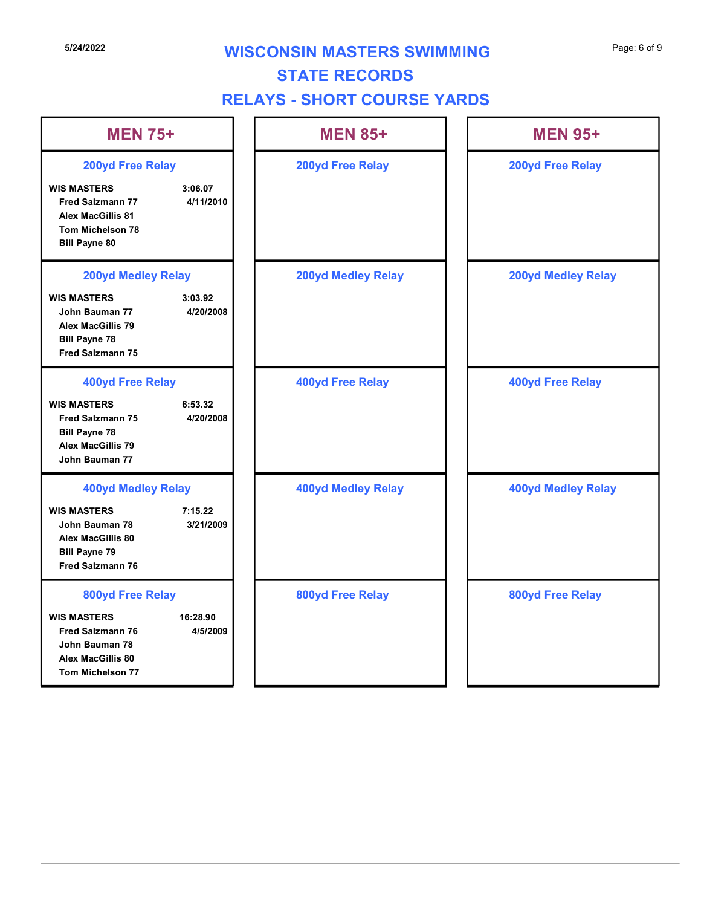# WISCONSIN MASTERS SWIMMING

## STATE RECORDS

## RELAYS - SHORT COURSE YARDS

### MEN 75+

#### 200yd Free Relay

**WIS MASTERS** — 3:06.07 — 4/11/2010

- Fred Salzmann 77
- Alex MacGillis 81
- Tom Michelson 78
- Bill Payne 80

#### 200yd Medley Relay

**WIS MASTERS** — 3:03.92 — 4/20/2008

- John Bauman 77
- Alex MacGillis 79
- Bill Payne 78
- Fred Salzmann 75

#### 400yd Free Relay

**WIS MASTERS** — 6:53.32 — 4/20/2008

- Fred Salzmann 75
- Bill Payne 78
- Alex MacGillis 79
- John Bauman 77

#### 400yd Medley Relay

**WIS MASTERS** — 7:15.22 — 3/21/2009

- John Bauman 78
- Alex MacGillis 80
- Bill Payne 79
- Fred Salzmann 76

#### 800yd Free Relay

**WIS MASTERS** — 16:28.90 — 4/5/2009

- Fred Salzmann 76
- John Bauman 78
- Alex MacGillis 80
- Tom Michelson 77

### MEN 85+

#### 200yd Free Relay

#### 200yd Medley Relay

#### 400yd Free Relay

#### 400yd Medley Relay

#### 800yd Free Relay

### MEN 95+

#### 200yd Free Relay

#### 200yd Medley Relay

#### 400yd Free Relay

#### 400yd Medley Relay

#### 800yd Free Relay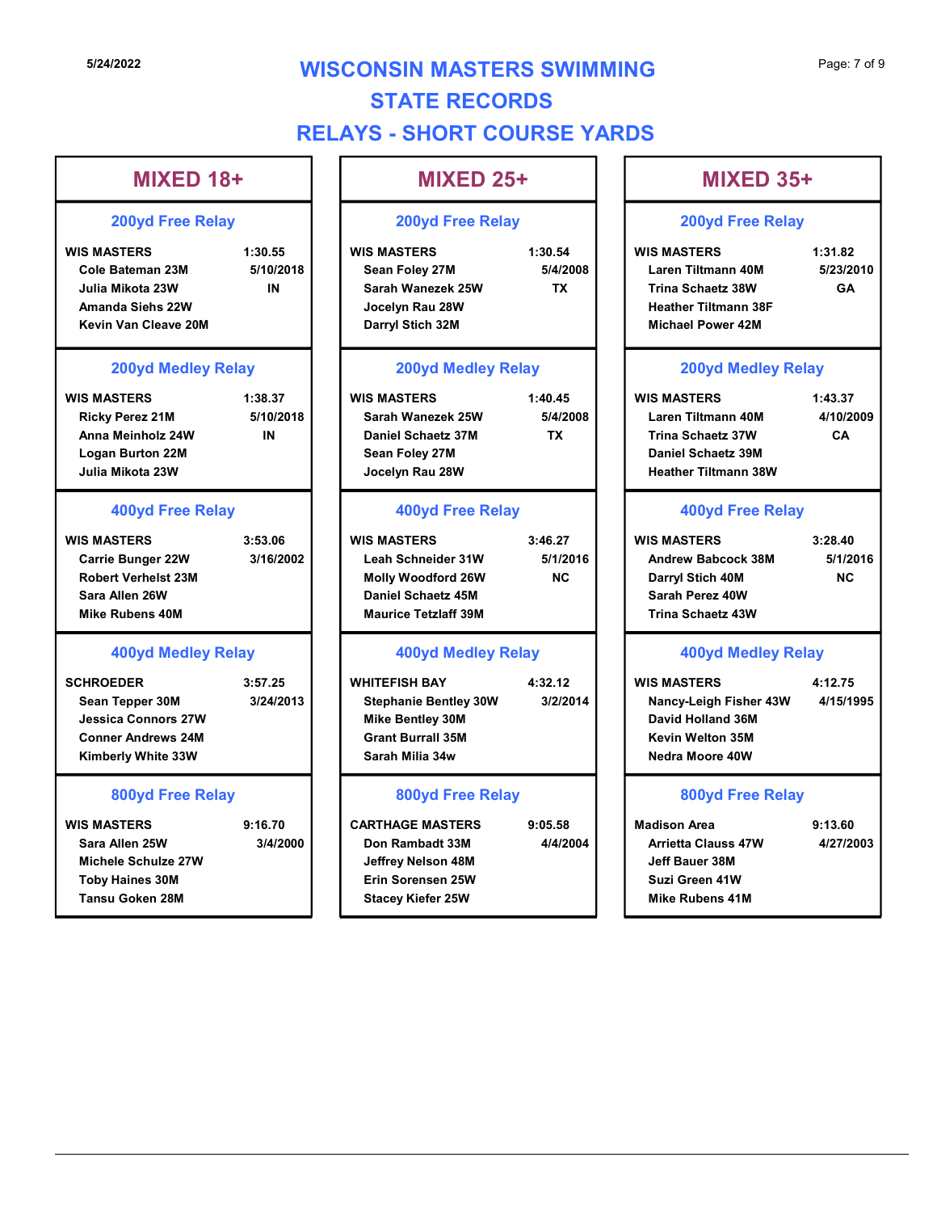# WISCONSIN MASTERS SWIMMING
# STATE RECORDS
# RELAYS - SHORT COURSE YARDS

## MIXED 18+

### 200yd Free Relay

WIS MASTERS 1:30.55
- Cole Bateman 23M 5/10/2018
- Julia Mikota 23W IN
- Amanda Siehs 22W
- Kevin Van Cleave 20M

### 200yd Medley Relay

WIS MASTERS 1:38.37
- Ricky Perez 21M 5/10/2018
- Anna Meinholz 24W IN
- Logan Burton 22M
- Julia Mikota 23W

### 400yd Free Relay

WIS MASTERS 3:53.06
- Carrie Bunger 22W 3/16/2002
- Robert Verhelst 23M
- Sara Allen 26W
- Mike Rubens 40M

### 400yd Medley Relay

SCHROEDER 3:57.25
- Sean Tepper 30M 3/24/2013
- Jessica Connors 27W
- Conner Andrews 24M
- Kimberly White 33W

### 800yd Free Relay

WIS MASTERS 9:16.70
- Sara Allen 25W 3/4/2000
- Michele Schulze 27W
- Toby Haines 30M
- Tansu Goken 28M

## MIXED 25+

### 200yd Free Relay

WIS MASTERS 1:30.54
- Sean Foley 27M 5/4/2008
- Sarah Wanezek 25W TX
- Jocelyn Rau 28W
- Darryl Stich 32M

### 200yd Medley Relay

WIS MASTERS 1:40.45
- Sarah Wanezek 25W 5/4/2008
- Daniel Schaetz 37M TX
- Sean Foley 27M
- Jocelyn Rau 28W

### 400yd Free Relay

WIS MASTERS 3:46.27
- Leah Schneider 31W 5/1/2016
- Molly Woodford 26W NC
- Daniel Schaetz 45M
- Maurice Tetzlaff 39M

### 400yd Medley Relay

WHITEFISH BAY 4:32.12
- Stephanie Bentley 30W 3/2/2014
- Mike Bentley 30M
- Grant Burrall 35M
- Sarah Milia 34w

### 800yd Free Relay

CARTHAGE MASTERS 9:05.58
- Don Rambadt 33M 4/4/2004
- Jeffrey Nelson 48M
- Erin Sorensen 25W
- Stacey Kiefer 25W

## MIXED 35+

### 200yd Free Relay

WIS MASTERS 1:31.82
- Laren Tiltmann 40M 5/23/2010
- Trina Schaetz 38W GA
- Heather Tiltmann 38F
- Michael Power 42M

### 200yd Medley Relay

WIS MASTERS 1:43.37
- Laren Tiltmann 40M 4/10/2009
- Trina Schaetz 37W CA
- Daniel Schaetz 39M
- Heather Tiltmann 38W

### 400yd Free Relay

WIS MASTERS 3:28.40
- Andrew Babcock 38M 5/1/2016
- Darryl Stich 40M NC
- Sarah Perez 40W
- Trina Schaetz 43W

### 400yd Medley Relay

WIS MASTERS 4:12.75
- Nancy-Leigh Fisher 43W 4/15/1995
- David Holland 36M
- Kevin Welton 35M
- Nedra Moore 40W

### 800yd Free Relay

Madison Area 9:13.60
- Arrietta Clauss 47W 4/27/2003
- Jeff Bauer 38M
- Suzi Green 41W
- Mike Rubens 41M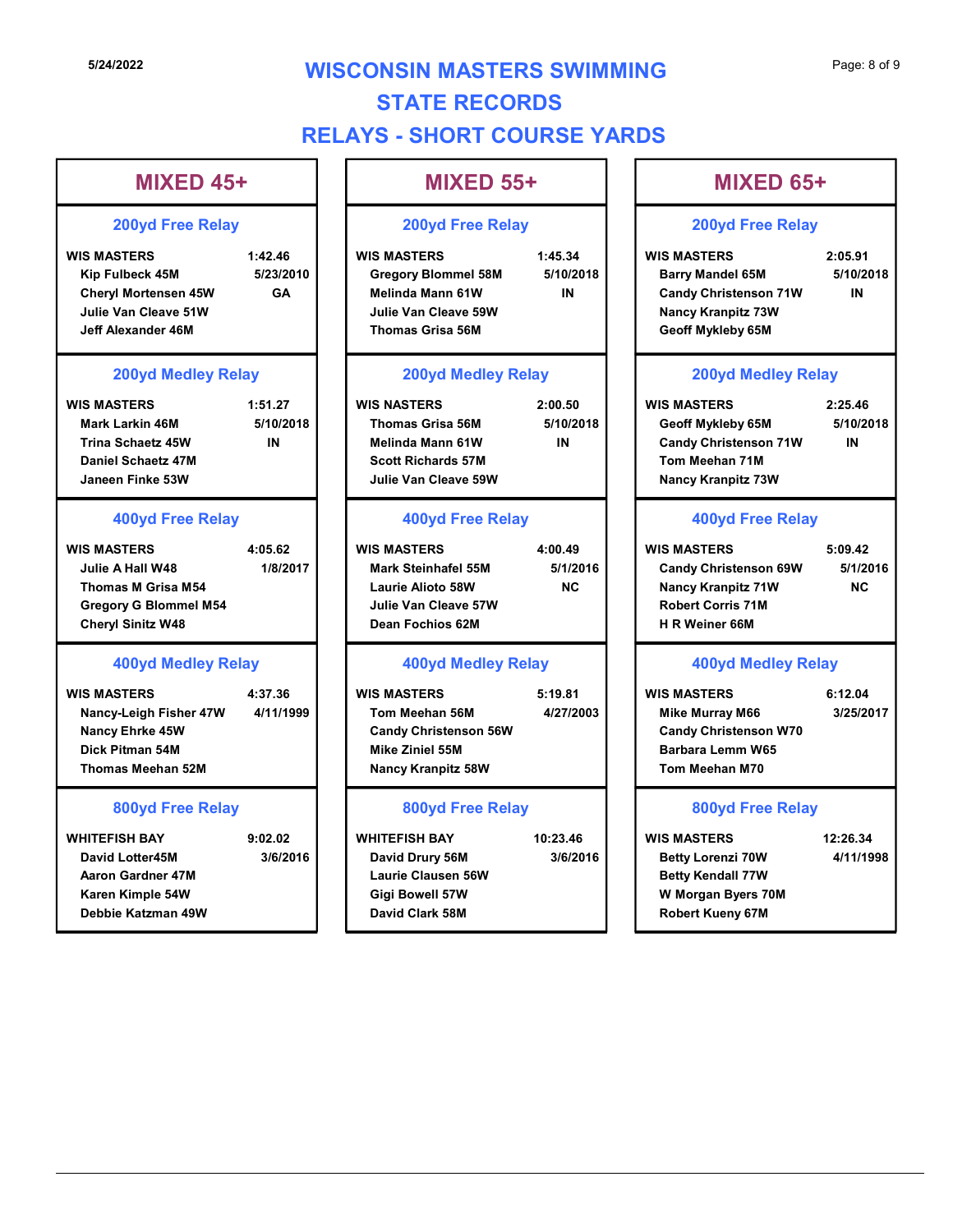# WISCONSIN MASTERS SWIMMING
# STATE RECORDS
# RELAYS - SHORT COURSE YARDS

## MIXED 45+

### 200yd Free Relay

**WIS MASTERS** 1:42.46
- Kip Fulbeck 45M — 5/23/2010
- Cheryl Mortensen 45W — GA
- Julie Van Cleave 51W
- Jeff Alexander 46M

### 200yd Medley Relay

**WIS MASTERS** 1:51.27
- Mark Larkin 46M — 5/10/2018
- Trina Schaetz 45W — IN
- Daniel Schaetz 47M
- Janeen Finke 53W

### 400yd Free Relay

**WIS MASTERS** 4:05.62
- Julie A Hall W48 — 1/8/2017
- Thomas M Grisa M54
- Gregory G Blommel M54
- Cheryl Sinitz W48

### 400yd Medley Relay

**WIS MASTERS** 4:37.36
- Nancy-Leigh Fisher 47W — 4/11/1999
- Nancy Ehrke 45W
- Dick Pitman 54M
- Thomas Meehan 52M

### 800yd Free Relay

**WHITEFISH BAY** 9:02.02
- David Lotter45M — 3/6/2016
- Aaron Gardner 47M
- Karen Kimple 54W
- Debbie Katzman 49W

## MIXED 55+

### 200yd Free Relay

**WIS MASTERS** 1:45.34
- Gregory Blommel 58M — 5/10/2018
- Melinda Mann 61W — IN
- Julie Van Cleave 59W
- Thomas Grisa 56M

### 200yd Medley Relay

**WIS NASTERS** 2:00.50
- Thomas Grisa 56M — 5/10/2018
- Melinda Mann 61W — IN
- Scott Richards 57M
- Julie Van Cleave 59W

### 400yd Free Relay

**WIS MASTERS** 4:00.49
- Mark Steinhafel 55M — 5/1/2016
- Laurie Alioto 58W — NC
- Julie Van Cleave 57W
- Dean Fochios 62M

### 400yd Medley Relay

**WIS MASTERS** 5:19.81
- Tom Meehan 56M — 4/27/2003
- Candy Christenson 56W
- Mike Ziniel 55M
- Nancy Kranpitz 58W

### 800yd Free Relay

**WHITEFISH BAY** 10:23.46
- David Drury 56M — 3/6/2016
- Laurie Clausen 56W
- Gigi Bowell 57W
- David Clark 58M

## MIXED 65+

### 200yd Free Relay

**WIS MASTERS** 2:05.91
- Barry Mandel 65M — 5/10/2018
- Candy Christenson 71W — IN
- Nancy Kranpitz 73W
- Geoff Mykleby 65M

### 200yd Medley Relay

**WIS MASTERS** 2:25.46
- Geoff Mykleby 65M — 5/10/2018
- Candy Christenson 71W — IN
- Tom Meehan 71M
- Nancy Kranpitz 73W

### 400yd Free Relay

**WIS MASTERS** 5:09.42
- Candy Christenson 69W — 5/1/2016
- Nancy Kranpitz 71W — NC
- Robert Corris 71M
- H R Weiner 66M

### 400yd Medley Relay

**WIS MASTERS** 6:12.04
- Mike Murray M66 — 3/25/2017
- Candy Christenson W70
- Barbara Lemm W65
- Tom Meehan M70

### 800yd Free Relay

**WIS MASTERS** 12:26.34
- Betty Lorenzi 70W — 4/11/1998
- Betty Kendall 77W
- W Morgan Byers 70M
- Robert Kueny 67M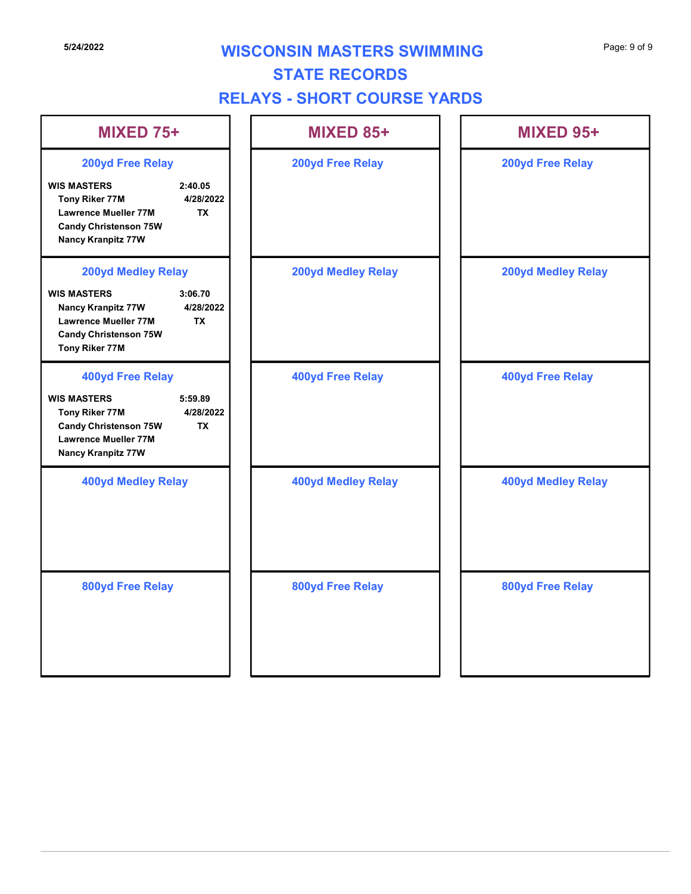5/24/2022

# WISCONSIN MASTERS SWIMMING
# STATE RECORDS
# RELAYS - SHORT COURSE YARDS

## MIXED 75+

### 200yd Free Relay

**WIS MASTERS** 2:40.05
Tony Riker 77M 4/28/2022
Lawrence Mueller 77M TX
Candy Christenson 75W
Nancy Kranpitz 77W

### 200yd Medley Relay

**WIS MASTERS** 3:06.70
Nancy Kranpitz 77W 4/28/2022
Lawrence Mueller 77M TX
Candy Christenson 75W
Tony Riker 77M

### 400yd Free Relay

**WIS MASTERS** 5:59.89
Tony Riker 77M 4/28/2022
Candy Christenson 75W TX
Lawrence Mueller 77M
Nancy Kranpitz 77W

### 400yd Medley Relay

### 800yd Free Relay

## MIXED 85+

### 200yd Free Relay

### 200yd Medley Relay

### 400yd Free Relay

### 400yd Medley Relay

### 800yd Free Relay

## MIXED 95+

### 200yd Free Relay

### 200yd Medley Relay

### 400yd Free Relay

### 400yd Medley Relay

### 800yd Free Relay